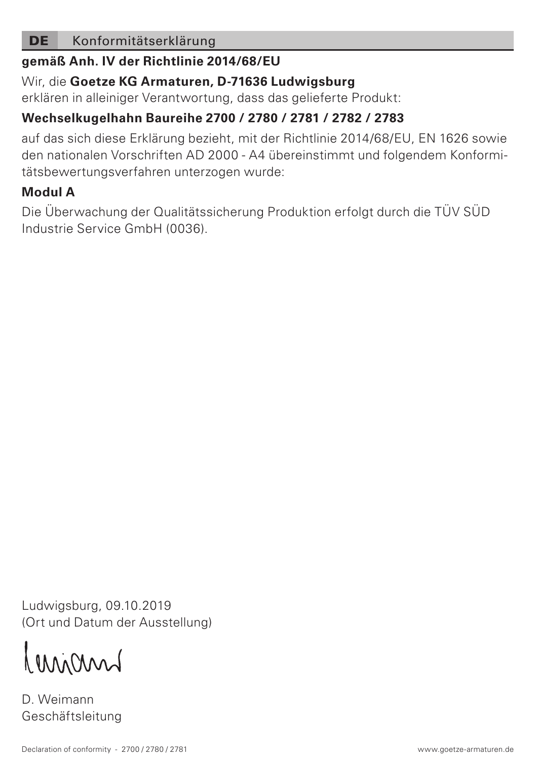## DE Konformitätserklärung

**gemäß Anh. IV der Richtlinie 2014/68/EU**

Wir, die **Goetze KG Armaturen, D-71636 Ludwigsburg**
erklären in alleiniger Verantwortung, dass das gelieferte Produkt:

**Wechselkugelhahn Baureihe 2700 / 2780 / 2781 / 2782 / 2783**

auf das sich diese Erklärung bezieht, mit der Richtlinie 2014/68/EU, EN 1626 sowie den nationalen Vorschriften AD 2000 - A4 übereinstimmt und folgendem Konformitätsbewertungsverfahren unterzogen wurde:

**Modul A**

Die Überwachung der Qualitätssicherung Produktion erfolgt durch die TÜV SÜD Industrie Service GmbH (0036).

Ludwigsburg, 09.10.2019
(Ort und Datum der Ausstellung)

D. Weimann
Geschäftsleitung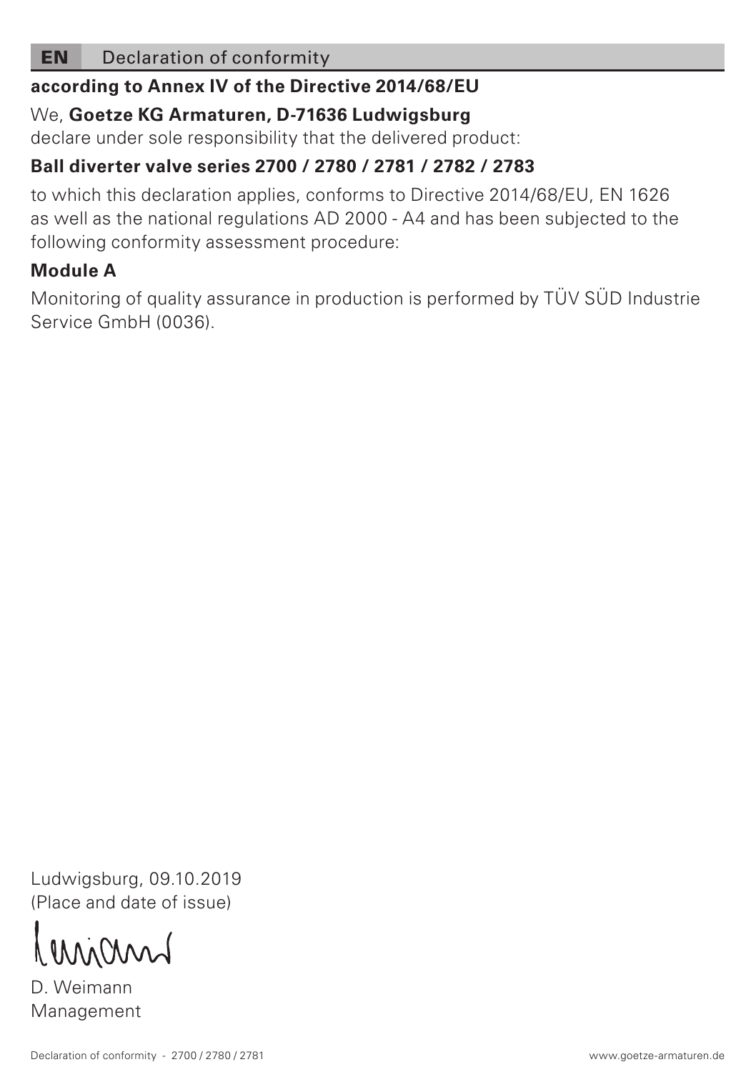## EN Declaration of conformity

**according to Annex IV of the Directive 2014/68/EU**

We, **Goetze KG Armaturen, D-71636 Ludwigsburg**
declare under sole responsibility that the delivered product:

**Ball diverter valve series 2700 / 2780 / 2781 / 2782 / 2783**

to which this declaration applies, conforms to Directive 2014/68/EU, EN 1626 as well as the national regulations AD 2000 - A4 and has been subjected to the following conformity assessment procedure:

**Module A**

Monitoring of quality assurance in production is performed by TÜV SÜD Industrie Service GmbH (0036).

Ludwigsburg, 09.10.2019
(Place and date of issue)

D. Weimann
Management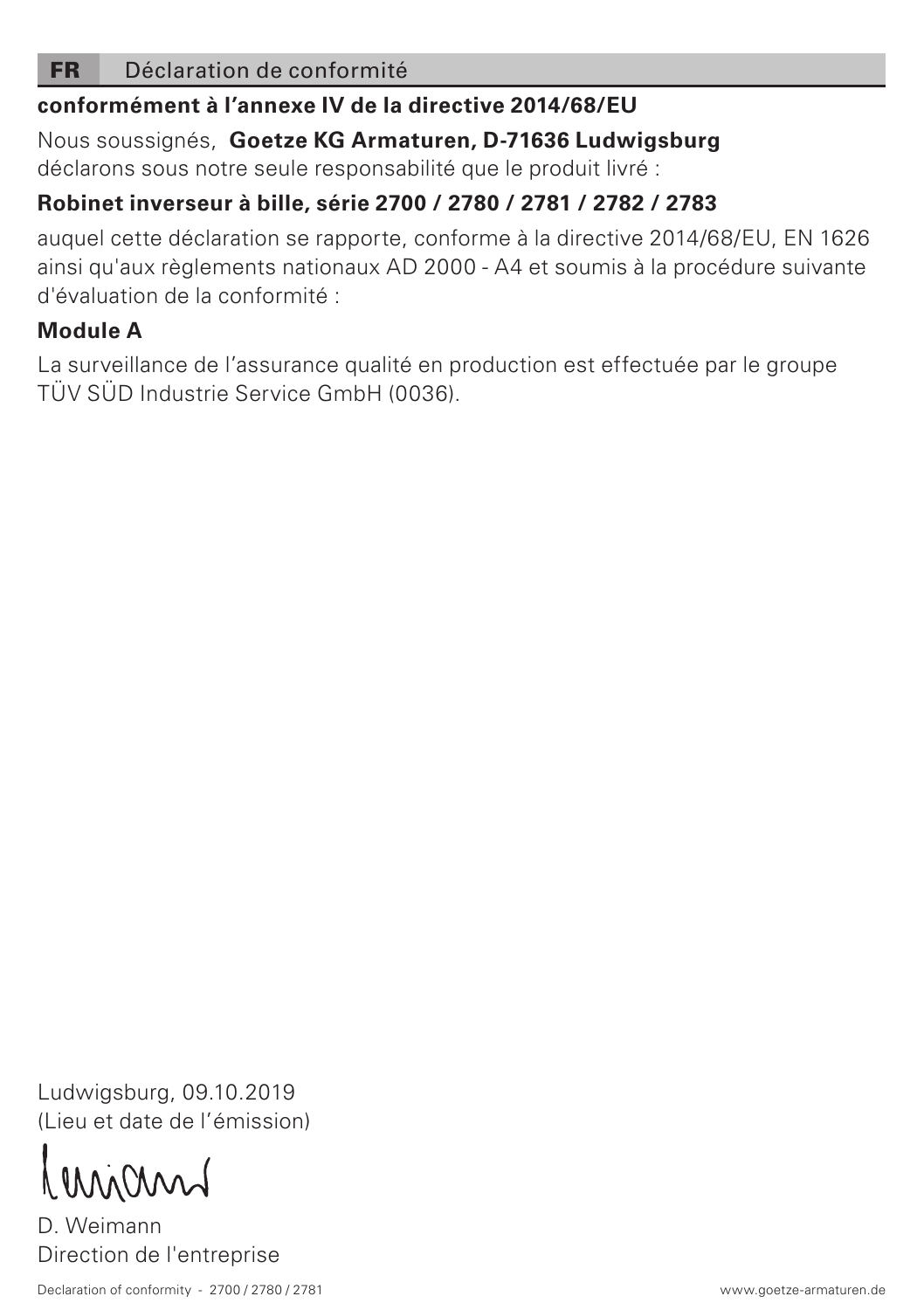## FR Déclaration de conformité

**conformément à l'annexe IV de la directive 2014/68/EU**

Nous soussignés, **Goetze KG Armaturen, D-71636 Ludwigsburg**
déclarons sous notre seule responsabilité que le produit livré :

**Robinet inverseur à bille, série 2700 / 2780 / 2781 / 2782 / 2783**

auquel cette déclaration se rapporte, conforme à la directive 2014/68/EU, EN 1626 ainsi qu'aux règlements nationaux AD 2000 - A4 et soumis à la procédure suivante d'évaluation de la conformité :

**Module A**

La surveillance de l'assurance qualité en production est effectuée par le groupe TÜV SÜD Industrie Service GmbH (0036).

Ludwigsburg, 09.10.2019
(Lieu et date de l'émission)

D. Weimann
Direction de l'entreprise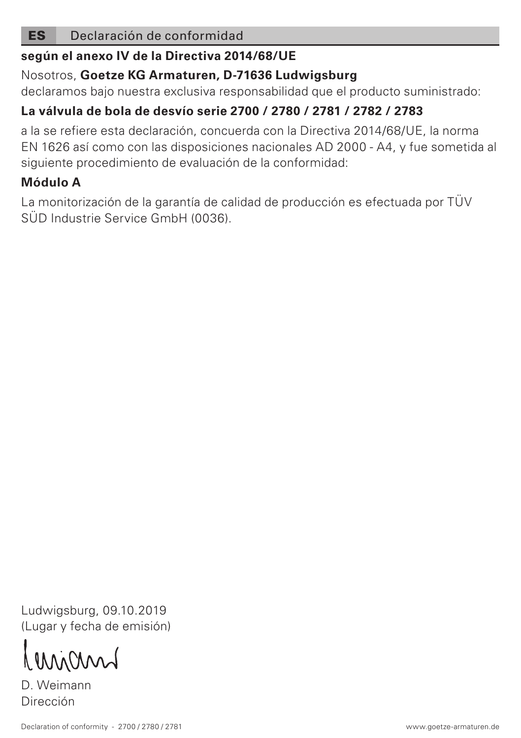## ES Declaración de conformidad

**según el anexo IV de la Directiva 2014/68/UE**

Nosotros, **Goetze KG Armaturen, D-71636 Ludwigsburg**

declaramos bajo nuestra exclusiva responsabilidad que el producto suministrado:

**La válvula de bola de desvío serie 2700 / 2780 / 2781 / 2782 / 2783**

a la se refiere esta declaración, concuerda con la Directiva 2014/68/UE, la norma EN 1626 así como con las disposiciones nacionales AD 2000 - A4, y fue sometida al siguiente procedimiento de evaluación de la conformidad:

**Módulo A**

La monitorización de la garantía de calidad de producción es efectuada por TÜV SÜD Industrie Service GmbH (0036).

Ludwigsburg, 09.10.2019
(Lugar y fecha de emisión)

D. Weimann
Dirección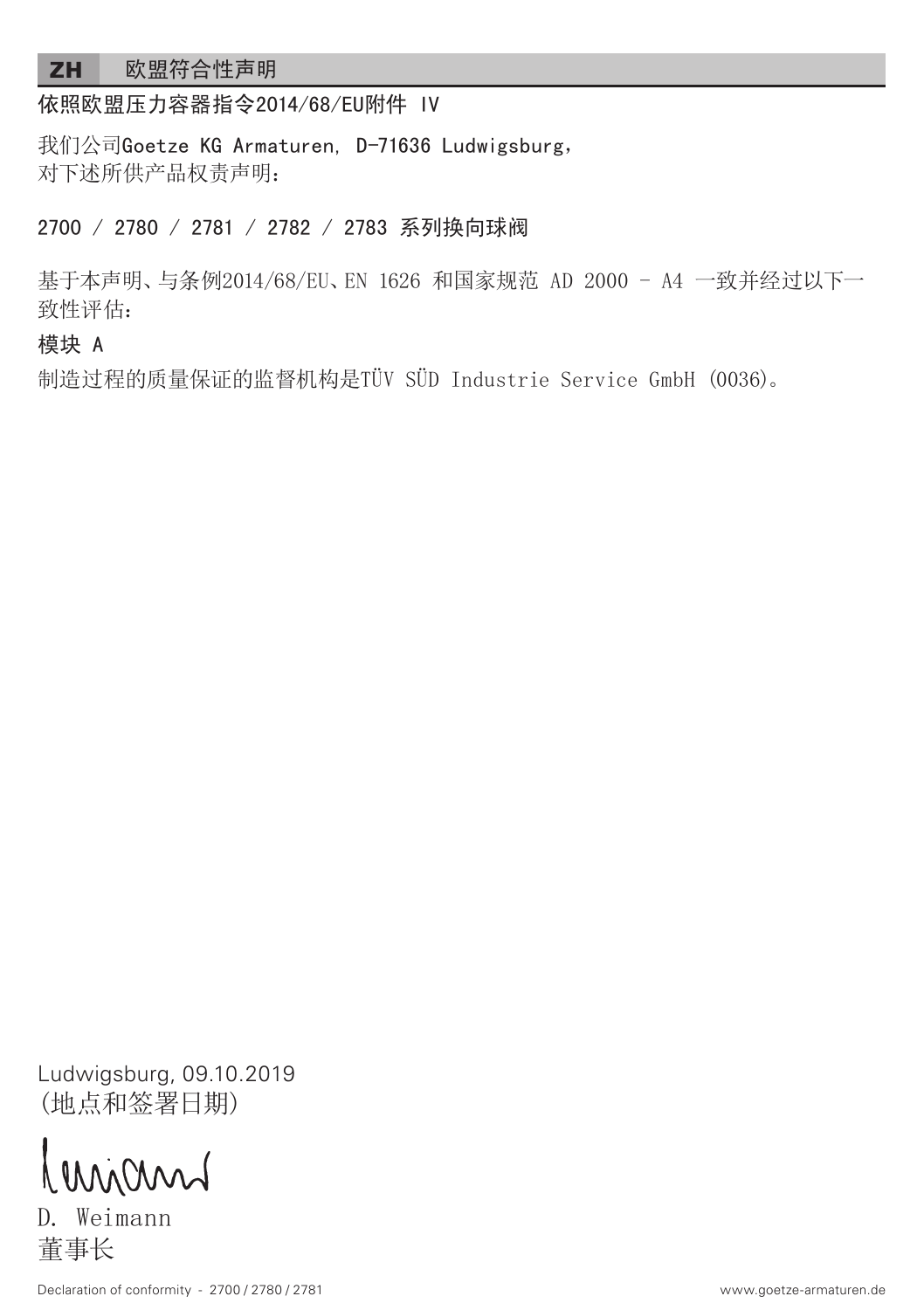## ZH 欧盟符合性声明

**依照欧盟压力容器指令2014/68/EU附件 IV**

我们公司Goetze KG Armaturen, D-71636 Ludwigsburg,
对下述所供产品权责声明：

**2700 / 2780 / 2781 / 2782 / 2783 系列换向球阀**

基于本声明、与条例2014/68/EU、EN 1626 和国家规范 AD 2000 - A4 一致并经过以下一致性评估：

**模块 A**

制造过程的质量保证的监督机构是TÜV SÜD Industrie Service GmbH (0036)。

Ludwigsburg, 09.10.2019
(地点和签署日期)

D. Weimann
董事长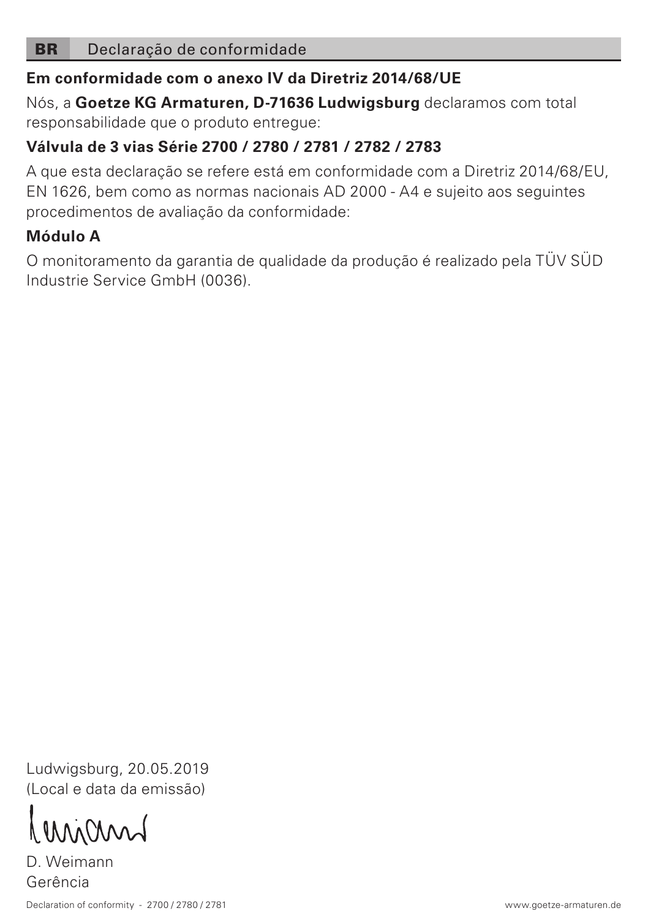## BR Declaração de conformidade

**Em conformidade com o anexo IV da Diretriz 2014/68/UE**

Nós, a **Goetze KG Armaturen, D-71636 Ludwigsburg** declaramos com total responsabilidade que o produto entregue:

**Válvula de 3 vias Série 2700 / 2780 / 2781 / 2782 / 2783**

A que esta declaração se refere está em conformidade com a Diretriz 2014/68/EU, EN 1626, bem como as normas nacionais AD 2000 - A4 e sujeito aos seguintes procedimentos de avaliação da conformidade:

**Módulo A**

O monitoramento da garantia de qualidade da produção é realizado pela TÜV SÜD Industrie Service GmbH (0036).

Ludwigsburg, 20.05.2019
(Local e data da emissão)

D. Weimann
Gerência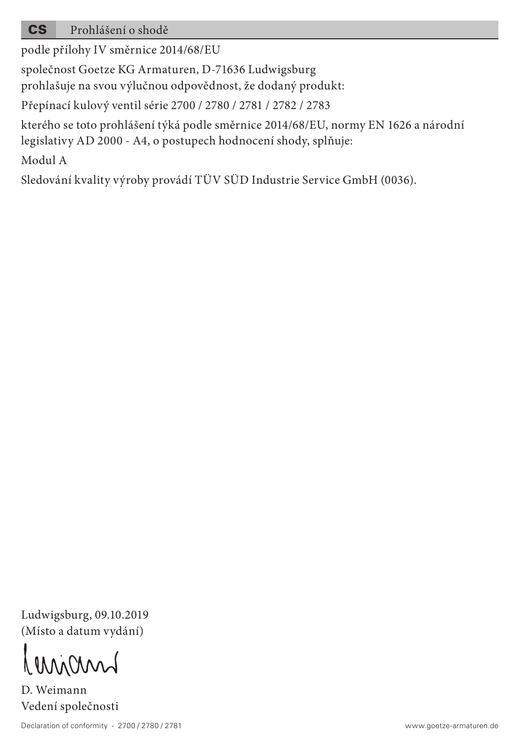## CS Prohlášení o shodě

podle přílohy IV směrnice 2014/68/EU

společnost Goetze KG Armaturen, D-71636 Ludwigsburg
prohlašuje na svou výlučnou odpovědnost, že dodaný produkt:

Přepínací kulový ventil série 2700 / 2780 / 2781 / 2782 / 2783

kterého se toto prohlášení týká podle směrnice 2014/68/EU, normy EN 1626 a národní legislativy AD 2000 - A4, o postupech hodnocení shody, splňuje:

Modul A

Sledování kvality výroby provádí TÜV SÜD Industrie Service GmbH (0036).

Ludwigsburg, 09.10.2019
(Místo a datum vydání)

D. Weimann
Vedení společnosti